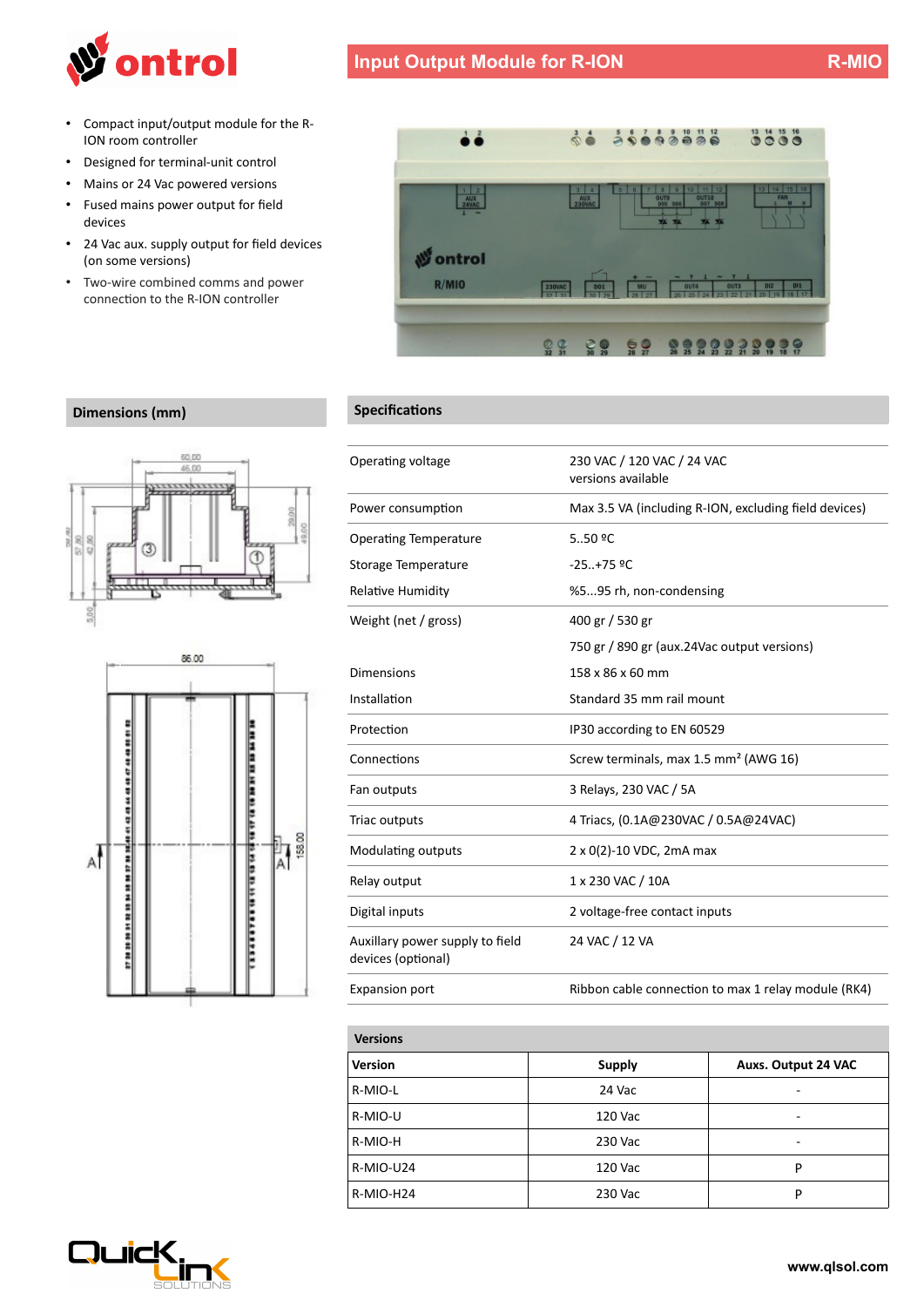# Input Output Module for R-ION — R-MIO

- Compact input/output module for the R-ION room controller
- Designed for terminal-unit control
- Mains or 24 Vac powered versions
- Fused mains power output for field devices
- 24 Vac aux. supply output for field devices (on some versions)
- Two-wire combined comms and power connection to the R-ION controller

## Dimensions (mm)

## Specifications

| | |
|---|---|
| Operating voltage | 230 VAC / 120 VAC / 24 VAC versions available |
| Power consumption | Max 3.5 VA (including R-ION, excluding field devices) |
| Operating Temperature | 5..50 ºC |
| Storage Temperature | -25..+75 ºC |
| Relative Humidity | %5...95 rh, non-condensing |
| Weight (net / gross) | 400 gr / 530 gr |
| | 750 gr / 890 gr (aux.24Vac output versions) |
| Dimensions | 158 x 86 x 60 mm |
| Installation | Standard 35 mm rail mount |
| Protection | IP30 according to EN 60529 |
| Connections | Screw terminals, max 1.5 mm² (AWG 16) |
| Fan outputs | 3 Relays, 230 VAC / 5A |
| Triac outputs | 4 Triacs, (0.1A@230VAC / 0.5A@24VAC) |
| Modulating outputs | 2 x 0(2)-10 VDC, 2mA max |
| Relay output | 1 x 230 VAC / 10A |
| Digital inputs | 2 voltage-free contact inputs |
| Auxillary power supply to field devices (optional) | 24 VAC / 12 VA |
| Expansion port | Ribbon cable connection to max 1 relay module (RK4) |

## Versions

| Version | Supply | Auxs. Output 24 VAC |
|---|---|---|
| R-MIO-L | 24 Vac | - |
| R-MIO-U | 120 Vac | - |
| R-MIO-H | 230 Vac | - |
| R-MIO-U24 | 120 Vac | P |
| R-MIO-H24 | 230 Vac | P |

www.qlsol.com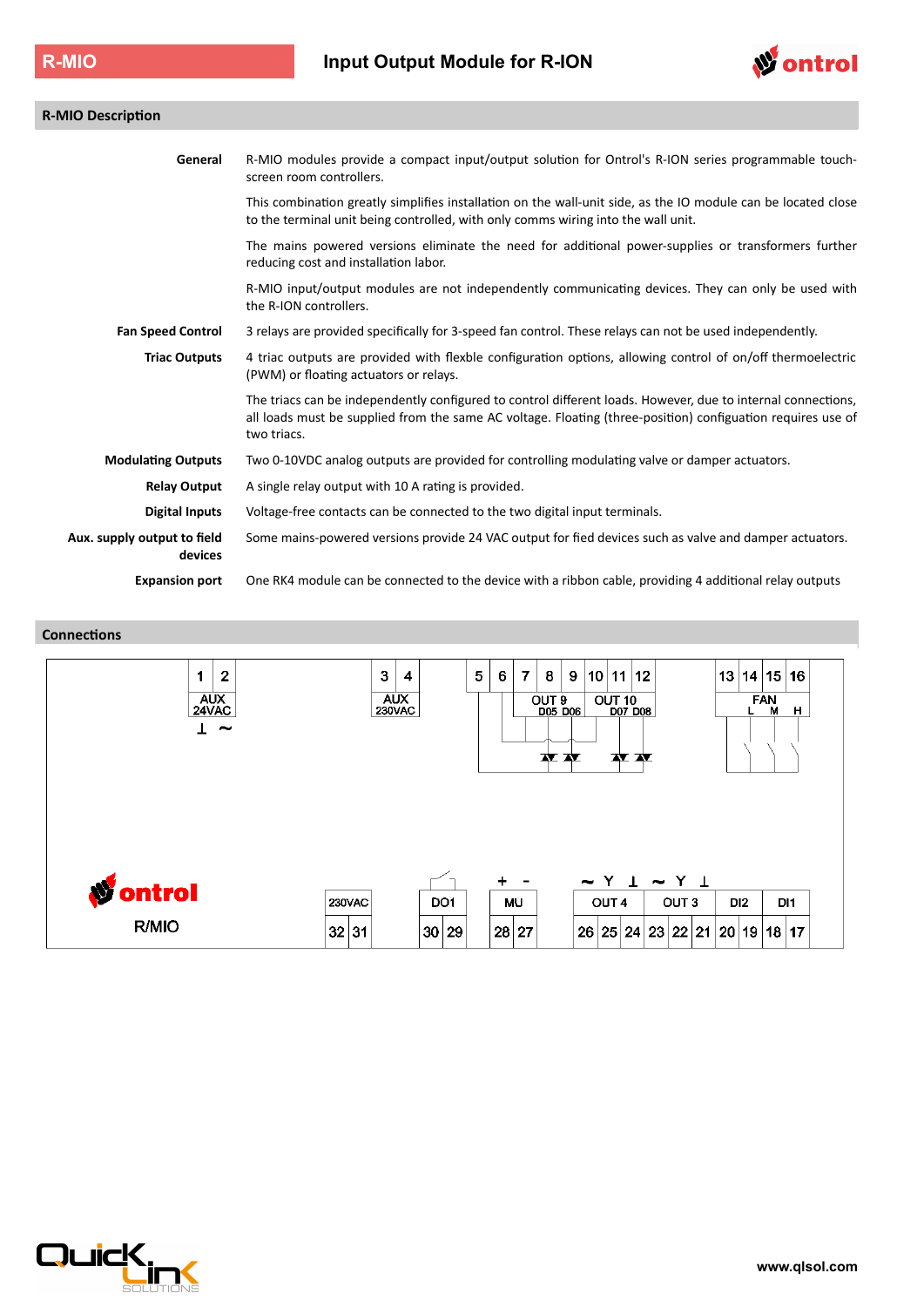# R-MIO

## Input Output Module for R-ION

### R-MIO Description

| | |
|---|---|
| **General** | R-MIO modules provide a compact input/output solution for Ontrol's R-ION series programmable touch-screen room controllers.<br><br>This combination greatly simplifies installation on the wall-unit side, as the IO module can be located close to the terminal unit being controlled, with only comms wiring into the wall unit.<br><br>The mains powered versions eliminate the need for additional power-supplies or transformers further reducing cost and installation labor.<br><br>R-MIO input/output modules are not independently communicating devices. They can only be used with the R-ION controllers. |
| **Fan Speed Control** | 3 relays are provided specifically for 3-speed fan control. These relays can not be used independently. |
| **Triac Outputs** | 4 triac outputs are provided with flexble configuration options, allowing control of on/off thermoelectric (PWM) or floating actuators or relays.<br><br>The triacs can be independently configured to control different loads. However, due to internal connections, all loads must be supplied from the same AC voltage. Floating (three-position) configuation requires use of two triacs. |
| **Modulating Outputs** | Two 0-10VDC analog outputs are provided for controlling modulating valve or damper actuators. |
| **Relay Output** | A single relay output with 10 A rating is provided. |
| **Digital Inputs** | Voltage-free contacts can be connected to the two digital input terminals. |
| **Aux. supply output to field devices** | Some mains-powered versions provide 24 VAC output for fied devices such as valve and damper actuators. |
| **Expansion port** | One RK4 module can be connected to the device with a ribbon cable, providing 4 additional relay outputs |

### Connections

1 2
AUX 24VAC
⊥ ~

3 4
AUX 230VAC

5 6 7 8 9 10 11 12
OUT 9 D05 D06
OUT 10 D07 D08

13 14 15 16
FAN
L M H

ontrol
R/MIO

230VAC
32 31

DO1
30 29

+ -
MU
28 27

~ Y ⊥ ~ Y ⊥
OUT 4 OUT 3
26 25 24 23 22 21

DI2
20 19

DI1
18 17

www.qlsol.com